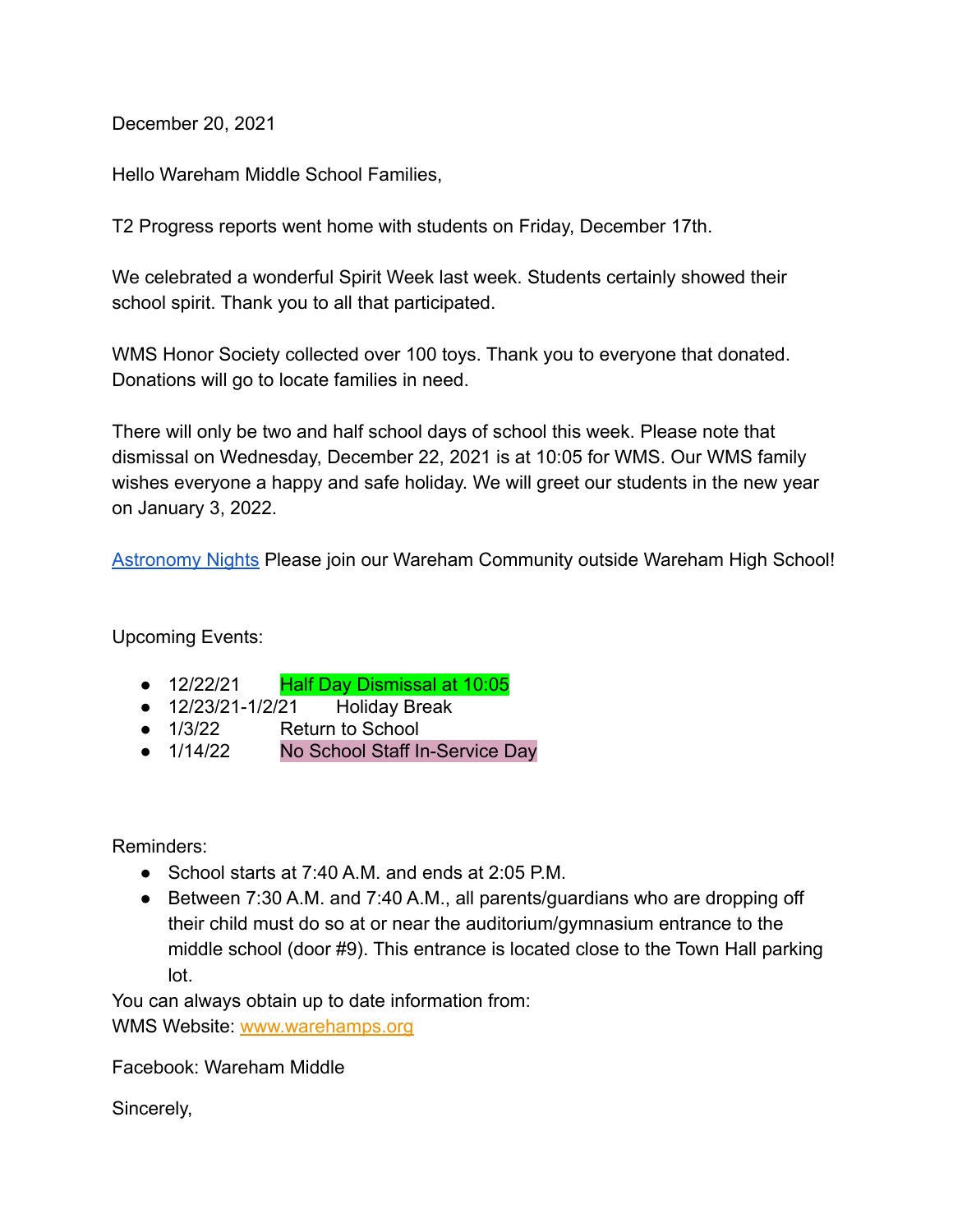December 20, 2021

Hello Wareham Middle School Families,

T2 Progress reports went home with students on Friday, December 17th.

We celebrated a wonderful Spirit Week last week. Students certainly showed their school spirit. Thank you to all that participated.

WMS Honor Society collected over 100 toys. Thank you to everyone that donated. Donations will go to locate families in need.

There will only be two and half school days of school this week. Please note that dismissal on Wednesday, December 22, 2021 is at 10:05 for WMS. Our WMS family wishes everyone a happy and safe holiday. We will greet our students in the new year on January 3, 2022.

[Astronomy Nights] Please join our Wareham Community outside Wareham High School!

Upcoming Events:

- 12/22/21 Half Day Dismissal at 10:05
- 12/23/21-1/2/21 Holiday Break
- 1/3/22 Return to School
- 1/14/22 No School Staff In-Service Day

Reminders:

- School starts at 7:40 A.M. and ends at 2:05 P.M.
- Between 7:30 A.M. and 7:40 A.M., all parents/guardians who are dropping off their child must do so at or near the auditorium/gymnasium entrance to the middle school (door #9). This entrance is located close to the Town Hall parking lot.

You can always obtain up to date information from:
WMS Website: www.warehamps.org

Facebook: Wareham Middle

Sincerely,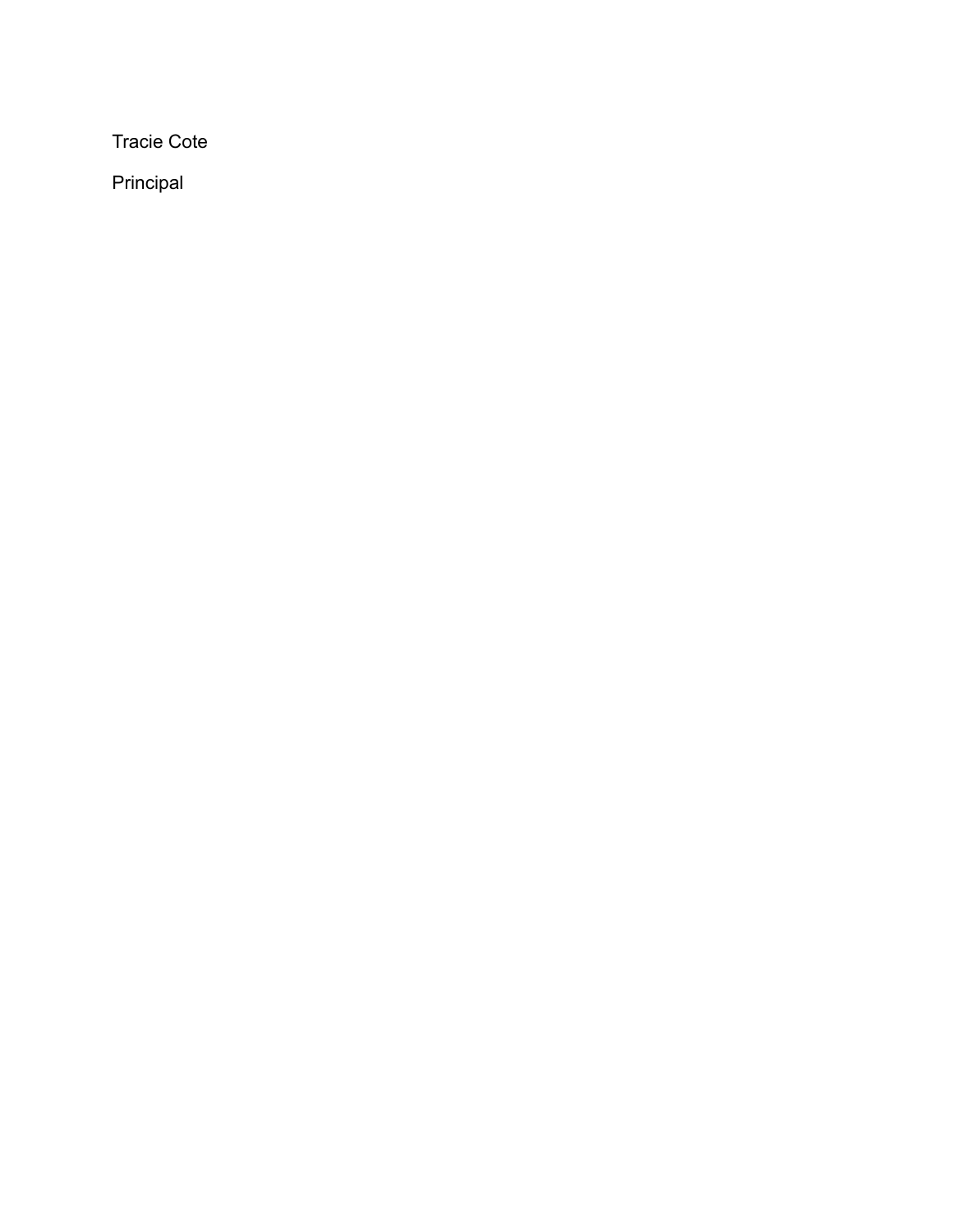Tracie Cote

Principal